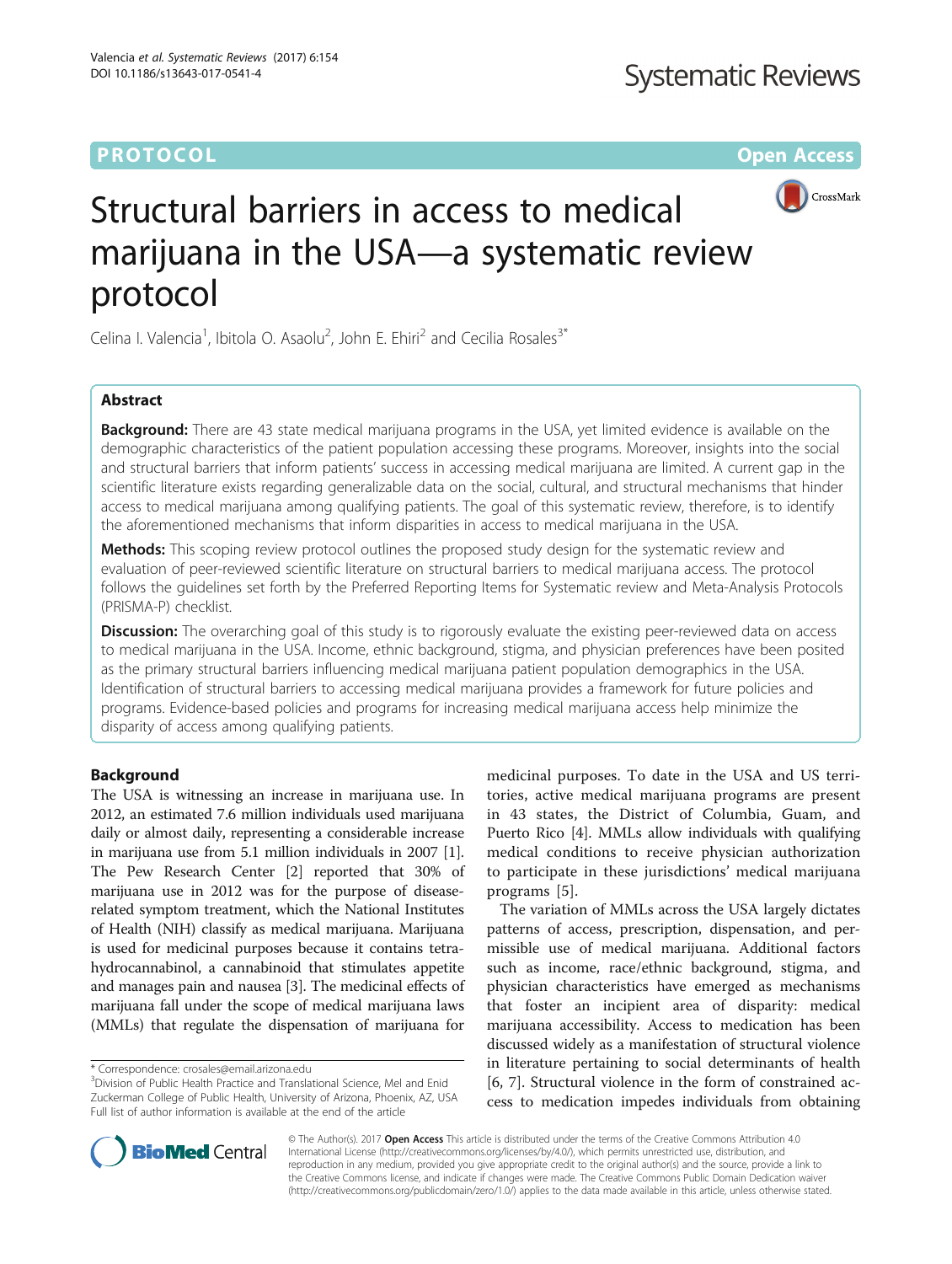**PROTOCOL** **Open Access**

# Structural barriers in access to medical marijuana in the USA—a systematic review protocol

Celina I. Valencia[1], Ibitola O. Asaolu[2], John E. Ehiri[2] and Cecilia Rosales[3*]

## Abstract

**Background:** There are 43 state medical marijuana programs in the USA, yet limited evidence is available on the demographic characteristics of the patient population accessing these programs. Moreover, insights into the social and structural barriers that inform patients' success in accessing medical marijuana are limited. A current gap in the scientific literature exists regarding generalizable data on the social, cultural, and structural mechanisms that hinder access to medical marijuana among qualifying patients. The goal of this systematic review, therefore, is to identify the aforementioned mechanisms that inform disparities in access to medical marijuana in the USA.

**Methods:** This scoping review protocol outlines the proposed study design for the systematic review and evaluation of peer-reviewed scientific literature on structural barriers to medical marijuana access. The protocol follows the guidelines set forth by the Preferred Reporting Items for Systematic review and Meta-Analysis Protocols (PRISMA-P) checklist.

**Discussion:** The overarching goal of this study is to rigorously evaluate the existing peer-reviewed data on access to medical marijuana in the USA. Income, ethnic background, stigma, and physician preferences have been posited as the primary structural barriers influencing medical marijuana patient population demographics in the USA. Identification of structural barriers to accessing medical marijuana provides a framework for future policies and programs. Evidence-based policies and programs for increasing medical marijuana access help minimize the disparity of access among qualifying patients.

## Background

The USA is witnessing an increase in marijuana use. In 2012, an estimated 7.6 million individuals used marijuana daily or almost daily, representing a considerable increase in marijuana use from 5.1 million individuals in 2007 [1]. The Pew Research Center [2] reported that 30% of marijuana use in 2012 was for the purpose of disease-related symptom treatment, which the National Institutes of Health (NIH) classify as medical marijuana. Marijuana is used for medicinal purposes because it contains tetrahydrocannabinol, a cannabinoid that stimulates appetite and manages pain and nausea [3]. The medicinal effects of marijuana fall under the scope of medical marijuana laws (MMLs) that regulate the dispensation of marijuana for medicinal purposes. To date in the USA and US territories, active medical marijuana programs are present in 43 states, the District of Columbia, Guam, and Puerto Rico [4]. MMLs allow individuals with qualifying medical conditions to receive physician authorization to participate in these jurisdictions' medical marijuana programs [5].

The variation of MMLs across the USA largely dictates patterns of access, prescription, dispensation, and permissible use of medical marijuana. Additional factors such as income, race/ethnic background, stigma, and physician characteristics have emerged as mechanisms that foster an incipient area of disparity: medical marijuana accessibility. Access to medication has been discussed widely as a manifestation of structural violence in literature pertaining to social determinants of health [6, 7]. Structural violence in the form of constrained access to medication impedes individuals from obtaining

\* Correspondence: crosales@email.arizona.edu
[3]Division of Public Health Practice and Translational Science, Mel and Enid Zuckerman College of Public Health, University of Arizona, Phoenix, AZ, USA
Full list of author information is available at the end of the article

© The Author(s). 2017 **Open Access** This article is distributed under the terms of the Creative Commons Attribution 4.0 International License (http://creativecommons.org/licenses/by/4.0/), which permits unrestricted use, distribution, and reproduction in any medium, provided you give appropriate credit to the original author(s) and the source, provide a link to the Creative Commons license, and indicate if changes were made. The Creative Commons Public Domain Dedication waiver (http://creativecommons.org/publicdomain/zero/1.0/) applies to the data made available in this article, unless otherwise stated.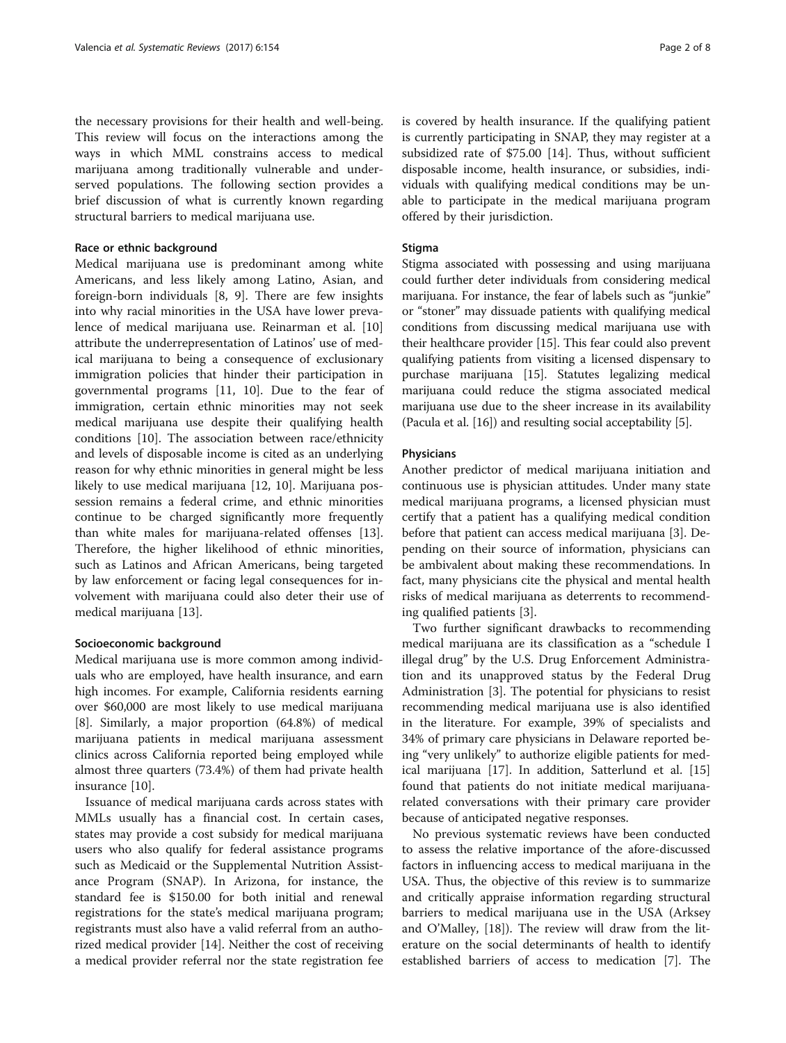the necessary provisions for their health and well-being. This review will focus on the interactions among the ways in which MML constrains access to medical marijuana among traditionally vulnerable and underserved populations. The following section provides a brief discussion of what is currently known regarding structural barriers to medical marijuana use.

### Race or ethnic background

Medical marijuana use is predominant among white Americans, and less likely among Latino, Asian, and foreign-born individuals [8, 9]. There are few insights into why racial minorities in the USA have lower prevalence of medical marijuana use. Reinarman et al. [10] attribute the underrepresentation of Latinos' use of medical marijuana to being a consequence of exclusionary immigration policies that hinder their participation in governmental programs [11, 10]. Due to the fear of immigration, certain ethnic minorities may not seek medical marijuana use despite their qualifying health conditions [10]. The association between race/ethnicity and levels of disposable income is cited as an underlying reason for why ethnic minorities in general might be less likely to use medical marijuana [12, 10]. Marijuana possession remains a federal crime, and ethnic minorities continue to be charged significantly more frequently than white males for marijuana-related offenses [13]. Therefore, the higher likelihood of ethnic minorities, such as Latinos and African Americans, being targeted by law enforcement or facing legal consequences for involvement with marijuana could also deter their use of medical marijuana [13].

### Socioeconomic background

Medical marijuana use is more common among individuals who are employed, have health insurance, and earn high incomes. For example, California residents earning over $60,000 are most likely to use medical marijuana [8]. Similarly, a major proportion (64.8%) of medical marijuana patients in medical marijuana assessment clinics across California reported being employed while almost three quarters (73.4%) of them had private health insurance [10].

Issuance of medical marijuana cards across states with MMLs usually has a financial cost. In certain cases, states may provide a cost subsidy for medical marijuana users who also qualify for federal assistance programs such as Medicaid or the Supplemental Nutrition Assistance Program (SNAP). In Arizona, for instance, the standard fee is $150.00 for both initial and renewal registrations for the state's medical marijuana program; registrants must also have a valid referral from an authorized medical provider [14]. Neither the cost of receiving a medical provider referral nor the state registration fee is covered by health insurance. If the qualifying patient is currently participating in SNAP, they may register at a subsidized rate of $75.00 [14]. Thus, without sufficient disposable income, health insurance, or subsidies, individuals with qualifying medical conditions may be unable to participate in the medical marijuana program offered by their jurisdiction.

### Stigma

Stigma associated with possessing and using marijuana could further deter individuals from considering medical marijuana. For instance, the fear of labels such as "junkie" or "stoner" may dissuade patients with qualifying medical conditions from discussing medical marijuana use with their healthcare provider [15]. This fear could also prevent qualifying patients from visiting a licensed dispensary to purchase marijuana [15]. Statutes legalizing medical marijuana could reduce the stigma associated medical marijuana use due to the sheer increase in its availability (Pacula et al. [16]) and resulting social acceptability [5].

### Physicians

Another predictor of medical marijuana initiation and continuous use is physician attitudes. Under many state medical marijuana programs, a licensed physician must certify that a patient has a qualifying medical condition before that patient can access medical marijuana [3]. Depending on their source of information, physicians can be ambivalent about making these recommendations. In fact, many physicians cite the physical and mental health risks of medical marijuana as deterrents to recommending qualified patients [3].

Two further significant drawbacks to recommending medical marijuana are its classification as a "schedule I illegal drug" by the U.S. Drug Enforcement Administration and its unapproved status by the Federal Drug Administration [3]. The potential for physicians to resist recommending medical marijuana use is also identified in the literature. For example, 39% of specialists and 34% of primary care physicians in Delaware reported being "very unlikely" to authorize eligible patients for medical marijuana [17]. In addition, Satterlund et al. [15] found that patients do not initiate medical marijuana-related conversations with their primary care provider because of anticipated negative responses.

No previous systematic reviews have been conducted to assess the relative importance of the afore-discussed factors in influencing access to medical marijuana in the USA. Thus, the objective of this review is to summarize and critically appraise information regarding structural barriers to medical marijuana use in the USA (Arksey and O'Malley, [18]). The review will draw from the literature on the social determinants of health to identify established barriers of access to medication [7]. The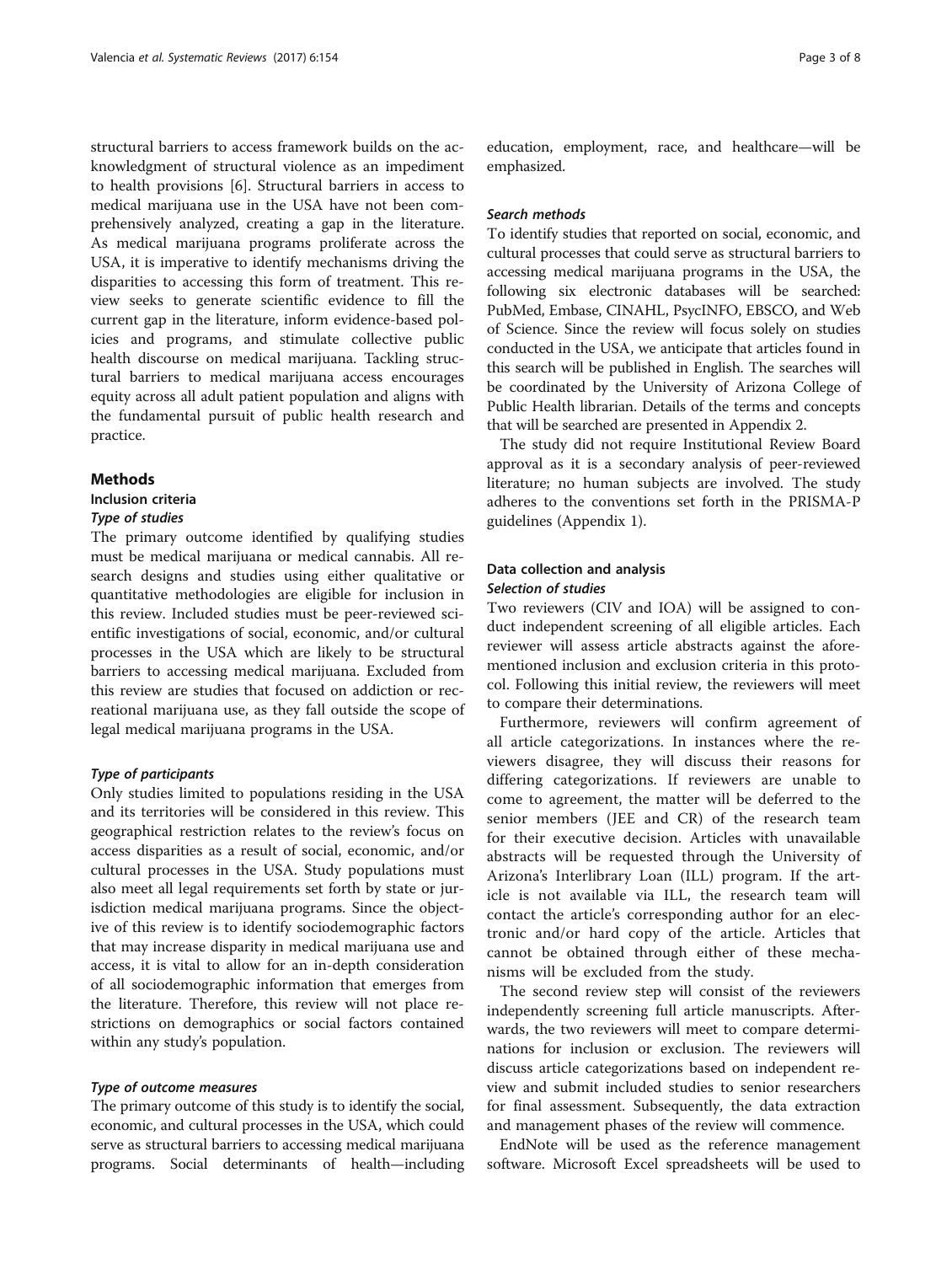structural barriers to access framework builds on the acknowledgment of structural violence as an impediment to health provisions [6]. Structural barriers in access to medical marijuana use in the USA have not been comprehensively analyzed, creating a gap in the literature. As medical marijuana programs proliferate across the USA, it is imperative to identify mechanisms driving the disparities to accessing this form of treatment. This review seeks to generate scientific evidence to fill the current gap in the literature, inform evidence-based policies and programs, and stimulate collective public health discourse on medical marijuana. Tackling structural barriers to medical marijuana access encourages equity across all adult patient population and aligns with the fundamental pursuit of public health research and practice.

## Methods

### Inclusion criteria

#### *Type of studies*

The primary outcome identified by qualifying studies must be medical marijuana or medical cannabis. All research designs and studies using either qualitative or quantitative methodologies are eligible for inclusion in this review. Included studies must be peer-reviewed scientific investigations of social, economic, and/or cultural processes in the USA which are likely to be structural barriers to accessing medical marijuana. Excluded from this review are studies that focused on addiction or recreational marijuana use, as they fall outside the scope of legal medical marijuana programs in the USA.

#### *Type of participants*

Only studies limited to populations residing in the USA and its territories will be considered in this review. This geographical restriction relates to the review's focus on access disparities as a result of social, economic, and/or cultural processes in the USA. Study populations must also meet all legal requirements set forth by state or jurisdiction medical marijuana programs. Since the objective of this review is to identify sociodemographic factors that may increase disparity in medical marijuana use and access, it is vital to allow for an in-depth consideration of all sociodemographic information that emerges from the literature. Therefore, this review will not place restrictions on demographics or social factors contained within any study's population.

#### *Type of outcome measures*

The primary outcome of this study is to identify the social, economic, and cultural processes in the USA, which could serve as structural barriers to accessing medical marijuana programs. Social determinants of health—including education, employment, race, and healthcare—will be emphasized.

#### *Search methods*

To identify studies that reported on social, economic, and cultural processes that could serve as structural barriers to accessing medical marijuana programs in the USA, the following six electronic databases will be searched: PubMed, Embase, CINAHL, PsycINFO, EBSCO, and Web of Science. Since the review will focus solely on studies conducted in the USA, we anticipate that articles found in this search will be published in English. The searches will be coordinated by the University of Arizona College of Public Health librarian. Details of the terms and concepts that will be searched are presented in Appendix 2.

The study did not require Institutional Review Board approval as it is a secondary analysis of peer-reviewed literature; no human subjects are involved. The study adheres to the conventions set forth in the PRISMA-P guidelines (Appendix 1).

### Data collection and analysis

#### *Selection of studies*

Two reviewers (CIV and IOA) will be assigned to conduct independent screening of all eligible articles. Each reviewer will assess article abstracts against the aforementioned inclusion and exclusion criteria in this protocol. Following this initial review, the reviewers will meet to compare their determinations.

Furthermore, reviewers will confirm agreement of all article categorizations. In instances where the reviewers disagree, they will discuss their reasons for differing categorizations. If reviewers are unable to come to agreement, the matter will be deferred to the senior members (JEE and CR) of the research team for their executive decision. Articles with unavailable abstracts will be requested through the University of Arizona's Interlibrary Loan (ILL) program. If the article is not available via ILL, the research team will contact the article's corresponding author for an electronic and/or hard copy of the article. Articles that cannot be obtained through either of these mechanisms will be excluded from the study.

The second review step will consist of the reviewers independently screening full article manuscripts. Afterwards, the two reviewers will meet to compare determinations for inclusion or exclusion. The reviewers will discuss article categorizations based on independent review and submit included studies to senior researchers for final assessment. Subsequently, the data extraction and management phases of the review will commence.

EndNote will be used as the reference management software. Microsoft Excel spreadsheets will be used to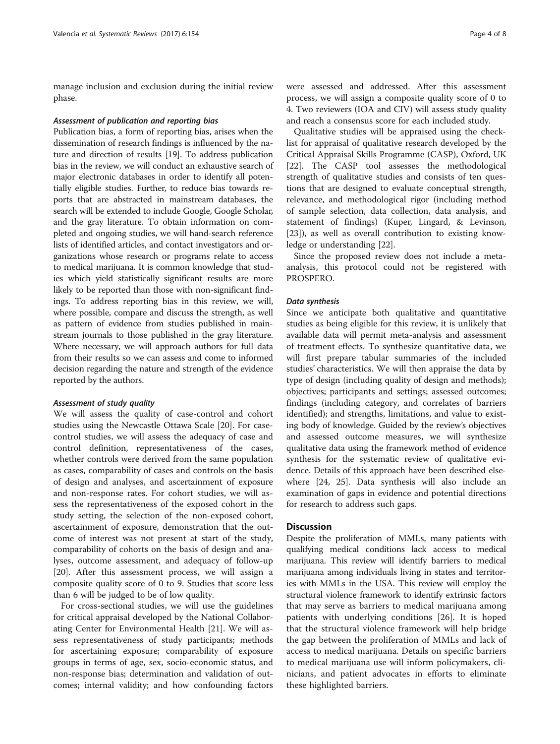manage inclusion and exclusion during the initial review phase.

### *Assessment of publication and reporting bias*

Publication bias, a form of reporting bias, arises when the dissemination of research findings is influenced by the nature and direction of results [19]. To address publication bias in the review, we will conduct an exhaustive search of major electronic databases in order to identify all potentially eligible studies. Further, to reduce bias towards reports that are abstracted in mainstream databases, the search will be extended to include Google, Google Scholar, and the gray literature. To obtain information on completed and ongoing studies, we will hand-search reference lists of identified articles, and contact investigators and organizations whose research or programs relate to access to medical marijuana. It is common knowledge that studies which yield statistically significant results are more likely to be reported than those with non-significant findings. To address reporting bias in this review, we will, where possible, compare and discuss the strength, as well as pattern of evidence from studies published in mainstream journals to those published in the gray literature. Where necessary, we will approach authors for full data from their results so we can assess and come to informed decision regarding the nature and strength of the evidence reported by the authors.

### *Assessment of study quality*

We will assess the quality of case-control and cohort studies using the Newcastle Ottawa Scale [20]. For case-control studies, we will assess the adequacy of case and control definition, representativeness of the cases, whether controls were derived from the same population as cases, comparability of cases and controls on the basis of design and analyses, and ascertainment of exposure and non-response rates. For cohort studies, we will assess the representativeness of the exposed cohort in the study setting, the selection of the non-exposed cohort, ascertainment of exposure, demonstration that the outcome of interest was not present at start of the study, comparability of cohorts on the basis of design and analyses, outcome assessment, and adequacy of follow-up [20]. After this assessment process, we will assign a composite quality score of 0 to 9. Studies that score less than 6 will be judged to be of low quality.

For cross-sectional studies, we will use the guidelines for critical appraisal developed by the National Collaborating Center for Environmental Health [21]. We will assess representativeness of study participants; methods for ascertaining exposure; comparability of exposure groups in terms of age, sex, socio-economic status, and non-response bias; determination and validation of outcomes; internal validity; and how confounding factors were assessed and addressed. After this assessment process, we will assign a composite quality score of 0 to 4. Two reviewers (IOA and CIV) will assess study quality and reach a consensus score for each included study.

Qualitative studies will be appraised using the checklist for appraisal of qualitative research developed by the Critical Appraisal Skills Programme (CASP), Oxford, UK [22]. The CASP tool assesses the methodological strength of qualitative studies and consists of ten questions that are designed to evaluate conceptual strength, relevance, and methodological rigor (including method of sample selection, data collection, data analysis, and statement of findings) (Kuper, Lingard, & Levinson, [23]), as well as overall contribution to existing knowledge or understanding [22].

Since the proposed review does not include a meta-analysis, this protocol could not be registered with PROSPERO.

### *Data synthesis*

Since we anticipate both qualitative and quantitative studies as being eligible for this review, it is unlikely that available data will permit meta-analysis and assessment of treatment effects. To synthesize quantitative data, we will first prepare tabular summaries of the included studies' characteristics. We will then appraise the data by type of design (including quality of design and methods); objectives; participants and settings; assessed outcomes; findings (including category, and correlates of barriers identified); and strengths, limitations, and value to existing body of knowledge. Guided by the review's objectives and assessed outcome measures, we will synthesize qualitative data using the framework method of evidence synthesis for the systematic review of qualitative evidence. Details of this approach have been described elsewhere [24, 25]. Data synthesis will also include an examination of gaps in evidence and potential directions for research to address such gaps.

## Discussion

Despite the proliferation of MMLs, many patients with qualifying medical conditions lack access to medical marijuana. This review will identify barriers to medical marijuana among individuals living in states and territories with MMLs in the USA. This review will employ the structural violence framework to identify extrinsic factors that may serve as barriers to medical marijuana among patients with underlying conditions [26]. It is hoped that the structural violence framework will help bridge the gap between the proliferation of MMLs and lack of access to medical marijuana. Details on specific barriers to medical marijuana use will inform policymakers, clinicians, and patient advocates in efforts to eliminate these highlighted barriers.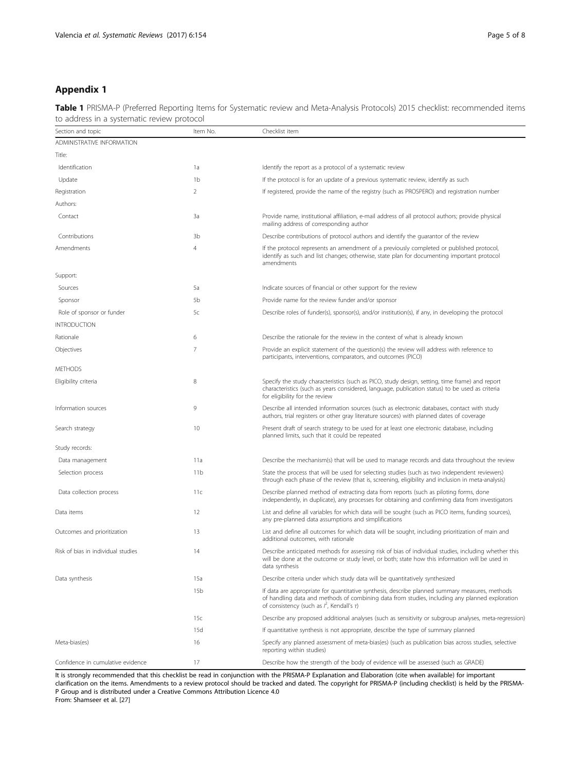## Appendix 1

**Table 1** PRISMA-P (Preferred Reporting Items for Systematic review and Meta-Analysis Protocols) 2015 checklist: recommended items to address in a systematic review protocol

| Section and topic | Item No. | Checklist item |
|---|---|---|
| ADMINISTRATIVE INFORMATION | | |
| Title: | | |
| Identification | 1a | Identify the report as a protocol of a systematic review |
| Update | 1b | If the protocol is for an update of a previous systematic review, identify as such |
| Registration | 2 | If registered, provide the name of the registry (such as PROSPERO) and registration number |
| Authors: | | |
| Contact | 3a | Provide name, institutional affiliation, e-mail address of all protocol authors; provide physical mailing address of corresponding author |
| Contributions | 3b | Describe contributions of protocol authors and identify the guarantor of the review |
| Amendments | 4 | If the protocol represents an amendment of a previously completed or published protocol, identify as such and list changes; otherwise, state plan for documenting important protocol amendments |
| Support: | | |
| Sources | 5a | Indicate sources of financial or other support for the review |
| Sponsor | 5b | Provide name for the review funder and/or sponsor |
| Role of sponsor or funder | 5c | Describe roles of funder(s), sponsor(s), and/or institution(s), if any, in developing the protocol |
| INTRODUCTION | | |
| Rationale | 6 | Describe the rationale for the review in the context of what is already known |
| Objectives | 7 | Provide an explicit statement of the question(s) the review will address with reference to participants, interventions, comparators, and outcomes (PICO) |
| METHODS | | |
| Eligibility criteria | 8 | Specify the study characteristics (such as PICO, study design, setting, time frame) and report characteristics (such as years considered, language, publication status) to be used as criteria for eligibility for the review |
| Information sources | 9 | Describe all intended information sources (such as electronic databases, contact with study authors, trial registers or other gray literature sources) with planned dates of coverage |
| Search strategy | 10 | Present draft of search strategy to be used for at least one electronic database, including planned limits, such that it could be repeated |
| Study records: | | |
| Data management | 11a | Describe the mechanism(s) that will be used to manage records and data throughout the review |
| Selection process | 11b | State the process that will be used for selecting studies (such as two independent reviewers) through each phase of the review (that is, screening, eligibility and inclusion in meta-analysis) |
| Data collection process | 11c | Describe planned method of extracting data from reports (such as piloting forms, done independently, in duplicate), any processes for obtaining and confirming data from investigators |
| Data items | 12 | List and define all variables for which data will be sought (such as PICO items, funding sources), any pre-planned data assumptions and simplifications |
| Outcomes and prioritization | 13 | List and define all outcomes for which data will be sought, including prioritization of main and additional outcomes, with rationale |
| Risk of bias in individual studies | 14 | Describe anticipated methods for assessing risk of bias of individual studies, including whether this will be done at the outcome or study level, or both; state how this information will be used in data synthesis |
| Data synthesis | 15a | Describe criteria under which study data will be quantitatively synthesized |
| | 15b | If data are appropriate for quantitative synthesis, describe planned summary measures, methods of handling data and methods of combining data from studies, including any planned exploration of consistency (such as $I^2$, Kendall's $\tau$) |
| | 15c | Describe any proposed additional analyses (such as sensitivity or subgroup analyses, meta-regression) |
| | 15d | If quantitative synthesis is not appropriate, describe the type of summary planned |
| Meta-bias(es) | 16 | Specify any planned assessment of meta-bias(es) (such as publication bias across studies, selective reporting within studies) |
| Confidence in cumulative evidence | 17 | Describe how the strength of the body of evidence will be assessed (such as GRADE) |

It is strongly recommended that this checklist be read in conjunction with the PRISMA-P Explanation and Elaboration (cite when available) for important clarification on the items. Amendments to a review protocol should be tracked and dated. The copyright for PRISMA-P (including checklist) is held by the PRISMA-P Group and is distributed under a Creative Commons Attribution Licence 4.0
From: Shamseer et al. [27]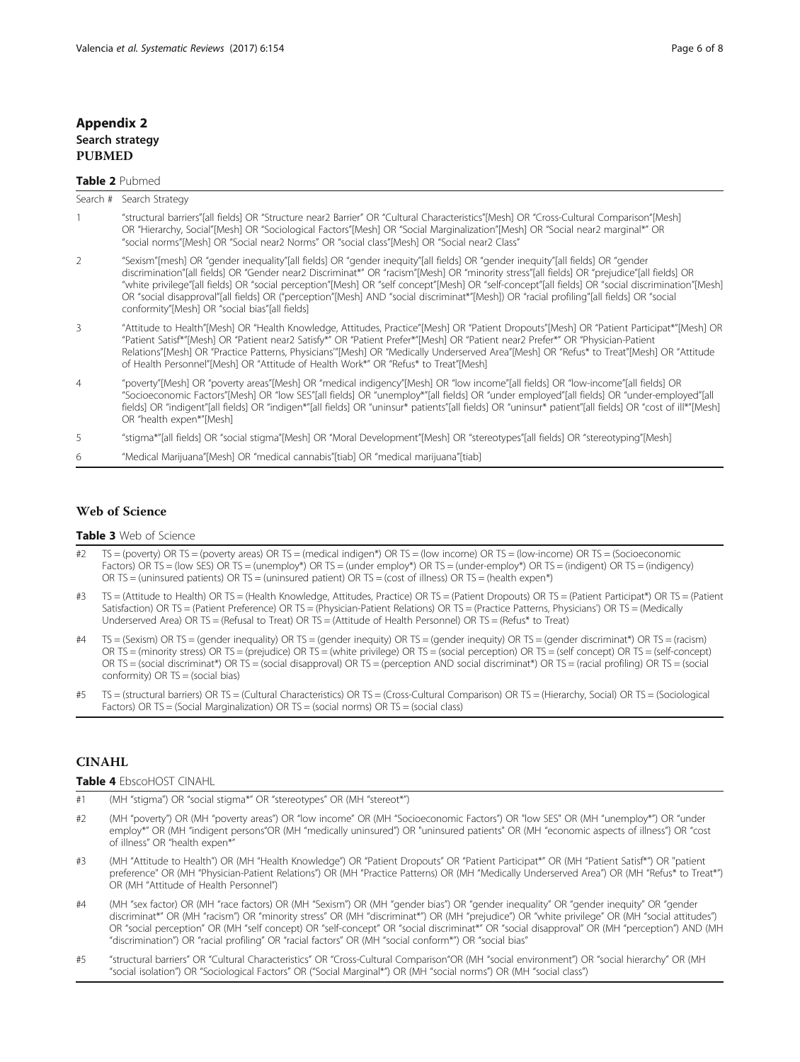## Appendix 2

### Search strategy

### PUBMED

**Table 2** Pubmed

| Search # | Search Strategy |
|---|---|
| 1 | "structural barriers"[all fields] OR "Structure near2 Barrier" OR "Cultural Characteristics"[Mesh] OR "Cross-Cultural Comparison"[Mesh] OR "Hierarchy, Social"[Mesh] OR "Sociological Factors"[Mesh] OR "Social Marginalization"[Mesh] OR "Social near2 marginal*" OR "social norms"[Mesh] OR "Social near2 Norms" OR "social class"[Mesh] OR "Social near2 Class" |
| 2 | "Sexism"[mesh] OR "gender inequality"[all fields] OR "gender inequity"[all fields] OR "gender inequity"[all fields] OR "gender discrimination"[all fields] OR "Gender near2 Discriminat*" OR "racism"[Mesh] OR "minority stress"[all fields] OR "prejudice"[all fields] OR "white privilege"[all fields] OR "social perception"[Mesh] OR "self concept"[Mesh] OR "self-concept"[all fields] OR "social discrimination"[Mesh] OR "social disapproval"[all fields] OR ("perception"[Mesh] AND "social discriminat*"[Mesh]) OR "racial profiling"[all fields] OR "social conformity"[Mesh] OR "social bias"[all fields] |
| 3 | "Attitude to Health"[Mesh] OR "Health Knowledge, Attitudes, Practice"[Mesh] OR "Patient Dropouts"[Mesh] OR "Patient Participat*"[Mesh] OR "Patient Satisf*"[Mesh] OR "Patient near2 Satisfy*" OR "Patient Prefer*"[Mesh] OR "Patient near2 Prefer*" OR "Physician-Patient Relations"[Mesh] OR "Practice Patterns, Physicians'"[Mesh] OR "Medically Underserved Area"[Mesh] OR "Refus* to Treat"[Mesh] OR "Attitude of Health Personnel"[Mesh] OR "Attitude of Health Work*" OR "Refus* to Treat"[Mesh] |
| 4 | "poverty"[Mesh] OR "poverty areas"[Mesh] OR "medical indigency"[Mesh] OR "low income"[all fields] OR "low-income"[all fields] OR "Socioeconomic Factors"[Mesh] OR "low SES"[all fields] OR "unemploy*"[all fields] OR "under employed"[all fields] OR "under-employed"[all fields] OR "indigent"[all fields] OR "indigen*"[all fields] OR "uninsur* patients"[all fields] OR "uninsur* patient"[all fields] OR "cost of ill*"[Mesh] OR "health expen*"[Mesh] |
| 5 | "stigma*"[all fields] OR "social stigma"[Mesh] OR "Moral Development"[Mesh] OR "stereotypes"[all fields] OR "stereotyping"[Mesh] |
| 6 | "Medical Marijuana"[Mesh] OR "medical cannabis"[tiab] OR "medical marijuana"[tiab] |

### Web of Science

**Table 3** Web of Science

| | |
|---|---|
| #2 | TS = (poverty) OR TS = (poverty areas) OR TS = (medical indigen*) OR TS = (low income) OR TS = (low-income) OR TS = (Socioeconomic Factors) OR TS = (low SES) OR TS = (unemploy*) OR TS = (under employ*) OR TS = (under-employ*) OR TS = (indigent) OR TS = (indigency) OR TS = (uninsured patients) OR TS = (uninsured patient) OR TS = (cost of illness) OR TS = (health expen*) |
| #3 | TS = (Attitude to Health) OR TS = (Health Knowledge, Attitudes, Practice) OR TS = (Patient Dropouts) OR TS = (Patient Participat*) OR TS = (Patient Satisfaction) OR TS = (Patient Preference) OR TS = (Physician-Patient Relations) OR TS = (Practice Patterns, Physicians') OR TS = (Medically Underserved Area) OR TS = (Refusal to Treat) OR TS = (Attitude of Health Personnel) OR TS = (Refus* to Treat) |
| #4 | TS = (Sexism) OR TS = (gender inequality) OR TS = (gender inequity) OR TS = (gender inequity) OR TS = (gender discriminat*) OR TS = (racism) OR TS = (minority stress) OR TS = (prejudice) OR TS = (white privilege) OR TS = (social perception) OR TS = (self concept) OR TS = (self-concept) OR TS = (social discriminat*) OR TS = (social disapproval) OR TS = (perception AND social discriminat*) OR TS = (racial profiling) OR TS = (social conformity) OR TS = (social bias) |
| #5 | TS = (structural barriers) OR TS = (Cultural Characteristics) OR TS = (Cross-Cultural Comparison) OR TS = (Hierarchy, Social) OR TS = (Sociological Factors) OR TS = (Social Marginalization) OR TS = (social norms) OR TS = (social class) |

### CINAHL

**Table 4** EbscoHOST CINAHL

| | |
|---|---|
| #1 | (MH "stigma") OR "social stigma*" OR "stereotypes" OR (MH "stereot*") |
| #2 | (MH "poverty") OR (MH "poverty areas") OR "low income" OR (MH "Socioeconomic Factors") OR "low SES" OR (MH "unemploy*") OR "under employ*" OR (MH "indigent persons"OR (MH "medically uninsured") OR "uninsured patients" OR (MH "economic aspects of illness"} OR "cost of illness" OR "health expen*" |
| #3 | (MH "Attitude to Health") OR (MH "Health Knowledge") OR "Patient Dropouts" OR "Patient Participat*" OR (MH "Patient Satisf*") OR "patient preference" OR (MH "Physician-Patient Relations") OR (MH "Practice Patterns) OR (MH "Medically Underserved Area") OR (MH "Refus* to Treat*") OR (MH "Attitude of Health Personnel") |
| #4 | (MH "sex factor) OR (MH "race factors) OR (MH "Sexism") OR (MH "gender bias") OR "gender inequality" OR "gender inequity" OR "gender discriminat*" OR (MH "racism") OR "minority stress" OR (MH "discriminat*") OR (MH "prejudice") OR "white privilege" OR (MH "social attitudes") OR "social perception" OR (MH "self concept) OR "self-concept" OR "social discriminat*" OR "social disapproval" OR (MH "perception") AND (MH "discrimination") OR "racial profiling" OR "racial factors" OR (MH "social conform*") OR "social bias" |
| #5 | "structural barriers" OR "Cultural Characteristics" OR "Cross-Cultural Comparison"OR (MH "social environment") OR "social hierarchy" OR (MH "social isolation") OR "Sociological Factors" OR ("Social Marginal*") OR (MH "social norms") OR (MH "social class") |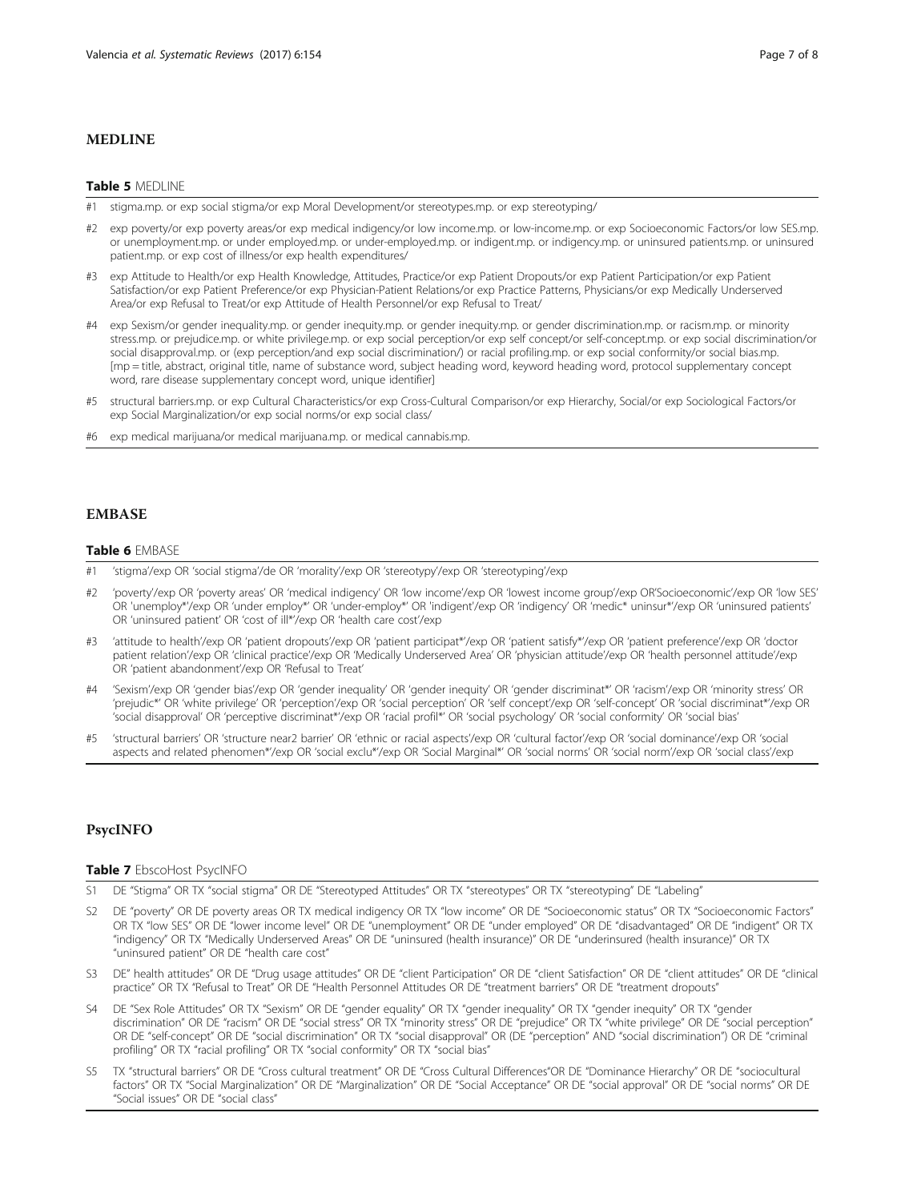## MEDLINE

**Table 5** MEDLINE

| | |
|---|---|
| #1 | stigma.mp. or exp social stigma/or exp Moral Development/or stereotypes.mp. or exp stereotyping/ |
| #2 | exp poverty/or exp poverty areas/or exp medical indigency/or low income.mp. or low-income.mp. or exp Socioeconomic Factors/or low SES.mp. or unemployment.mp. or under employed.mp. or under-employed.mp. or indigent.mp. or indigency.mp. or uninsured patients.mp. or uninsured patient.mp. or exp cost of illness/or exp health expenditures/ |
| #3 | exp Attitude to Health/or exp Health Knowledge, Attitudes, Practice/or exp Patient Dropouts/or exp Patient Participation/or exp Patient Satisfaction/or exp Patient Preference/or exp Physician-Patient Relations/or exp Practice Patterns, Physicians/or exp Medically Underserved Area/or exp Refusal to Treat/or exp Attitude of Health Personnel/or exp Refusal to Treat/ |
| #4 | exp Sexism/or gender inequality.mp. or gender inequity.mp. or gender inequity.mp. or gender discrimination.mp. or racism.mp. or minority stress.mp. or prejudice.mp. or white privilege.mp. or exp social perception/or exp self concept/or self-concept.mp. or exp social discrimination/or social disapproval.mp. or (exp perception/and exp social discrimination/) or racial profiling.mp. or exp social conformity/or social bias.mp. [mp = title, abstract, original title, name of substance word, subject heading word, keyword heading word, protocol supplementary concept word, rare disease supplementary concept word, unique identifier] |
| #5 | structural barriers.mp. or exp Cultural Characteristics/or exp Cross-Cultural Comparison/or exp Hierarchy, Social/or exp Sociological Factors/or exp Social Marginalization/or exp social norms/or exp social class/ |
| #6 | exp medical marijuana/or medical marijuana.mp. or medical cannabis.mp. |

## EMBASE

**Table 6** EMBASE

| | |
|---|---|
| #1 | 'stigma'/exp OR 'social stigma'/de OR 'morality'/exp OR 'stereotypy'/exp OR 'stereotyping'/exp |
| #2 | 'poverty'/exp OR 'poverty areas' OR 'medical indigency' OR 'low income'/exp OR 'lowest income group'/exp OR'Socioeconomic'/exp OR 'low SES' OR 'unemploy*'/exp OR 'under employ*' OR 'under-employ*' OR 'indigent'/exp OR 'indigency' OR 'medic* uninsur*'/exp OR 'uninsured patients' OR 'uninsured patient' OR 'cost of ill*'/exp OR 'health care cost'/exp |
| #3 | 'attitude to health'/exp OR 'patient dropouts'/exp OR 'patient participat*'/exp OR 'patient satisfy*'/exp OR 'patient preference'/exp OR 'doctor patient relation'/exp OR 'clinical practice'/exp OR 'Medically Underserved Area' OR 'physician attitude'/exp OR 'health personnel attitude'/exp OR 'patient abandonment'/exp OR 'Refusal to Treat' |
| #4 | 'Sexism'/exp OR 'gender bias'/exp OR 'gender inequality' OR 'gender inequity' OR 'gender discriminat*' OR 'racism'/exp OR 'minority stress' OR 'prejudic*' OR 'white privilege' OR 'perception'/exp OR 'social perception' OR 'self concept'/exp OR 'self-concept' OR 'social discriminat*'/exp OR 'social disapproval' OR 'perceptive discriminat*'/exp OR 'racial profil*' OR 'social psychology' OR 'social conformity' OR 'social bias' |
| #5 | 'structural barriers' OR 'structure near2 barrier' OR 'ethnic or racial aspects'/exp OR 'cultural factor'/exp OR 'social dominance'/exp OR 'social aspects and related phenomen*'/exp OR 'social exclu*'/exp OR 'Social Marginal*' OR 'social norms' OR 'social norm'/exp OR 'social class'/exp |

## PsycINFO

**Table 7** EbscoHost PsycINFO

| | |
|---|---|
| S1 | DE "Stigma" OR TX "social stigma" OR DE "Stereotyped Attitudes" OR TX "stereotypes" OR TX "stereotyping" DE "Labeling" |
| S2 | DE "poverty" OR DE poverty areas OR TX medical indigency OR TX "low income" OR DE "Socioeconomic status" OR TX "Socioeconomic Factors" OR TX "low SES" OR DE "lower income level" OR DE "unemployment" OR DE "under employed" OR DE "disadvantaged" OR DE "indigent" OR TX "indigency" OR TX "Medically Underserved Areas" OR DE "uninsured (health insurance)" OR DE "underinsured (health insurance)" OR TX "uninsured patient" OR DE "health care cost" |
| S3 | DE" health attitudes" OR DE "Drug usage attitudes" OR DE "client Participation" OR DE "client Satisfaction" OR DE "client attitudes" OR DE "clinical practice" OR TX "Refusal to Treat" OR DE "Health Personnel Attitudes OR DE "treatment barriers" OR DE "treatment dropouts" |
| S4 | DE "Sex Role Attitudes" OR TX "Sexism" OR DE "gender equality" OR TX "gender inequality" OR TX "gender inequity" OR TX "gender discrimination" OR DE "racism" OR DE "social stress" OR TX "minority stress" OR DE "prejudice" OR TX "white privilege" OR DE "social perception" OR DE "self-concept" OR DE "social discrimination" OR TX "social disapproval" OR (DE "perception" AND "social discrimination") OR DE "criminal profiling" OR TX "racial profiling" OR TX "social conformity" OR TX "social bias" |
| S5 | TX "structural barriers" OR DE "Cross cultural treatment" OR DE "Cross Cultural Differences"OR DE "Dominance Hierarchy" OR DE "sociocultural factors" OR TX "Social Marginalization" OR DE "Marginalization" OR DE "Social Acceptance" OR DE "social approval" OR DE "social norms" OR DE "Social issues" OR DE "social class" |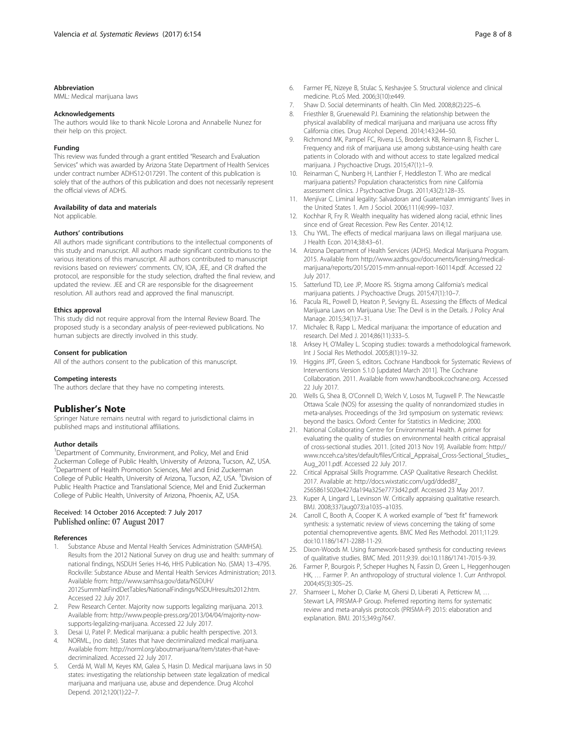## Abbreviation

MML: Medical marijuana laws

## Acknowledgements

The authors would like to thank Nicole Lorona and Annabelle Nunez for their help on this project.

## Funding

This review was funded through a grant entitled "Research and Evaluation Services" which was awarded by Arizona State Department of Health Services under contract number ADHS12-017291. The content of this publication is solely that of the authors of this publication and does not necessarily represent the official views of ADHS.

## Availability of data and materials

Not applicable.

## Authors' contributions

All authors made significant contributions to the intellectual components of this study and manuscript. All authors made significant contributions to the various iterations of this manuscript. All authors contributed to manuscript revisions based on reviewers' comments. CIV, IOA, JEE, and CR drafted the protocol, are responsible for the study selection, drafted the final review, and updated the review. JEE and CR are responsible for the disagreement resolution. All authors read and approved the final manuscript.

## Ethics approval

This study did not require approval from the Internal Review Board. The proposed study is a secondary analysis of peer-reviewed publications. No human subjects are directly involved in this study.

## Consent for publication

All of the authors consent to the publication of this manuscript.

## Competing interests

The authors declare that they have no competing interests.

# Publisher's Note

Springer Nature remains neutral with regard to jurisdictional claims in published maps and institutional affiliations.

## Author details

[1]Department of Community, Environment, and Policy, Mel and Enid Zuckerman College of Public Health, University of Arizona, Tucson, AZ, USA. [2]Department of Health Promotion Sciences, Mel and Enid Zuckerman College of Public Health, University of Arizona, Tucson, AZ, USA. [3]Division of Public Health Practice and Translational Science, Mel and Enid Zuckerman College of Public Health, University of Arizona, Phoenix, AZ, USA.

Received: 14 October 2016 Accepted: 7 July 2017
Published online: 07 August 2017

## References

1. Substance Abuse and Mental Health Services Administration (SAMHSA). Results from the 2012 National Survey on drug use and health: summary of national findings, NSDUH Series H-46, HHS Publication No. (SMA) 13–4795. Rockville: Substance Abuse and Mental Health Services Administration; 2013. Available from: http://www.samhsa.gov/data/NSDUH/2012SummNatFindDetTables/NationalFindings/NSDUHresults2012.htm. Accessed 22 July 2017.
2. Pew Research Center. Majority now supports legalizing marijuana. 2013. Available from: http://www.people-press.org/2013/04/04/majority-now-supports-legalizing-marijuana. Accessed 22 July 2017.
3. Desai U, Patel P. Medical marijuana: a public health perspective. 2013.
4. NORML, (no date). States that have decriminalized medical marijuana. Available from: http://norml.org/aboutmarijuana/item/states-that-have-decriminalized. Accessed 22 July 2017.
5. Cerdá M, Wall M, Keyes KM, Galea S, Hasin D. Medical marijuana laws in 50 states: investigating the relationship between state legalization of medical marijuana and marijuana use, abuse and dependence. Drug Alcohol Depend. 2012;120(1):22–7.
6. Farmer PE, Nizeye B, Stulac S, Keshavjee S. Structural violence and clinical medicine. PLoS Med. 2006;3(10):e449.
7. Shaw D. Social determinants of health. Clin Med. 2008;8(2):225–6.
8. Friesthler B, Gruenewald PJ. Examining the relationship between the physical availability of medical marijuana and marijuana use across fifty California cities. Drug Alcohol Depend. 2014;143:244–50.
9. Richmond MK, Pampel FC, Rivera LS, Broderick KB, Reimann B, Fischer L. Frequency and risk of marijuana use among substance-using health care patients in Colorado with and without access to state legalized medical marijuana. J Psychoactive Drugs. 2015;47(1):1–9.
10. Reinarman C, Nunberg H, Lanthier F, Heddleston T. Who are medical marijuana patients? Population characteristics from nine California assessment clinics. J Psychoactive Drugs. 2011;43(2):128–35.
11. Menjívar C. Liminal legality: Salvadoran and Guatemalan immigrants' lives in the United States 1. Am J Sociol. 2006;111(4):999–1037.
12. Kochhar R, Fry R. Wealth inequality has widened along racial, ethnic lines since end of Great Recession. Pew Res Center. 2014;12.
13. Chu YWL. The effects of medical marijuana laws on illegal marijuana use. J Health Econ. 2014;38:43–61.
14. Arizona Department of Health Services (ADHS). Medical Marijuana Program. 2015. Available from http://www.azdhs.gov/documents/licensing/medical-marijuana/reports/2015/2015-mm-annual-report-160114.pdf. Accessed 22 July 2017.
15. Satterlund TD, Lee JP, Moore RS. Stigma among California's medical marijuana patients. J Psychoactive Drugs. 2015;47(1):10–7.
16. Pacula RL, Powell D, Heaton P, Sevigny EL. Assessing the Effects of Medical Marijuana Laws on Marijuana Use: The Devil is in the Details. J Policy Anal Manage. 2015;34(1):7–31.
17. Michalec B, Rapp L. Medical marijuana: the importance of education and research. Del Med J. 2014;86(11):333–5.
18. Arksey H, O'Malley L. Scoping studies: towards a methodological framework. Int J Social Res Methodol. 2005;8(1):19–32.
19. Higgins JPT, Green S, editors. Cochrane Handbook for Systematic Reviews of Interventions Version 5.1.0 [updated March 2011]. The Cochrane Collaboration. 2011. Available from www.handbook.cochrane.org. Accessed 22 July 2017.
20. Wells G, Shea B, O'Connell D, Welch V, Losos M, Tugwell P. The Newcastle Ottawa Scale (NOS) for assessing the quality of nonrandomized studies in meta-analyses. Proceedings of the 3rd symposium on systematic reviews: beyond the basics. Oxford: Center for Statistics in Medicine; 2000.
21. National Collaborating Centre for Environmental Health. A primer for evaluating the quality of studies on environmental health critical appraisal of cross-sectional studies. 2011. [cited 2013 Nov 19]. Available from: http://www.ncceh.ca/sites/default/files/Critical_Appraisal_Cross-Sectional_Studies_Aug_2011.pdf. Accessed 22 July 2017.
22. Critical Appraisal Skills Programme. CASP Qualitative Research Checklist. 2017. Available at: http://docs.wixstatic.com/ugd/dded87_25658615020e427da194a325e7773d42.pdf. Accessed 23 May 2017.
23. Kuper A, Lingard L, Levinson W. Critically appraising qualitative research. BMJ. 2008;337(aug073):a1035–a1035.
24. Carroll C, Booth A, Cooper K. A worked example of "best fit" framework synthesis: a systematic review of views concerning the taking of some potential chemopreventive agents. BMC Med Res Methodol. 2011;11:29. doi:10.1186/1471-2288-11-29.
25. Dixon-Woods M. Using framework-based synthesis for conducting reviews of qualitative studies. BMC Med. 2011;9:39. doi:10.1186/1741-7015-9-39.
26. Farmer P, Bourgois P, Scheper Hughes N, Fassin D, Green L, Heggenhougen HK, … Farmer P. An anthropology of structural violence 1. Curr Anthropol. 2004;45(3):305–25.
27. Shamseer L, Moher D, Clarke M, Ghersi D, Liberati A, Petticrew M, … Stewart LA, PRISMA-P Group. Preferred reporting items for systematic review and meta-analysis protocols (PRISMA-P) 2015: elaboration and explanation. BMJ. 2015;349:g7647.